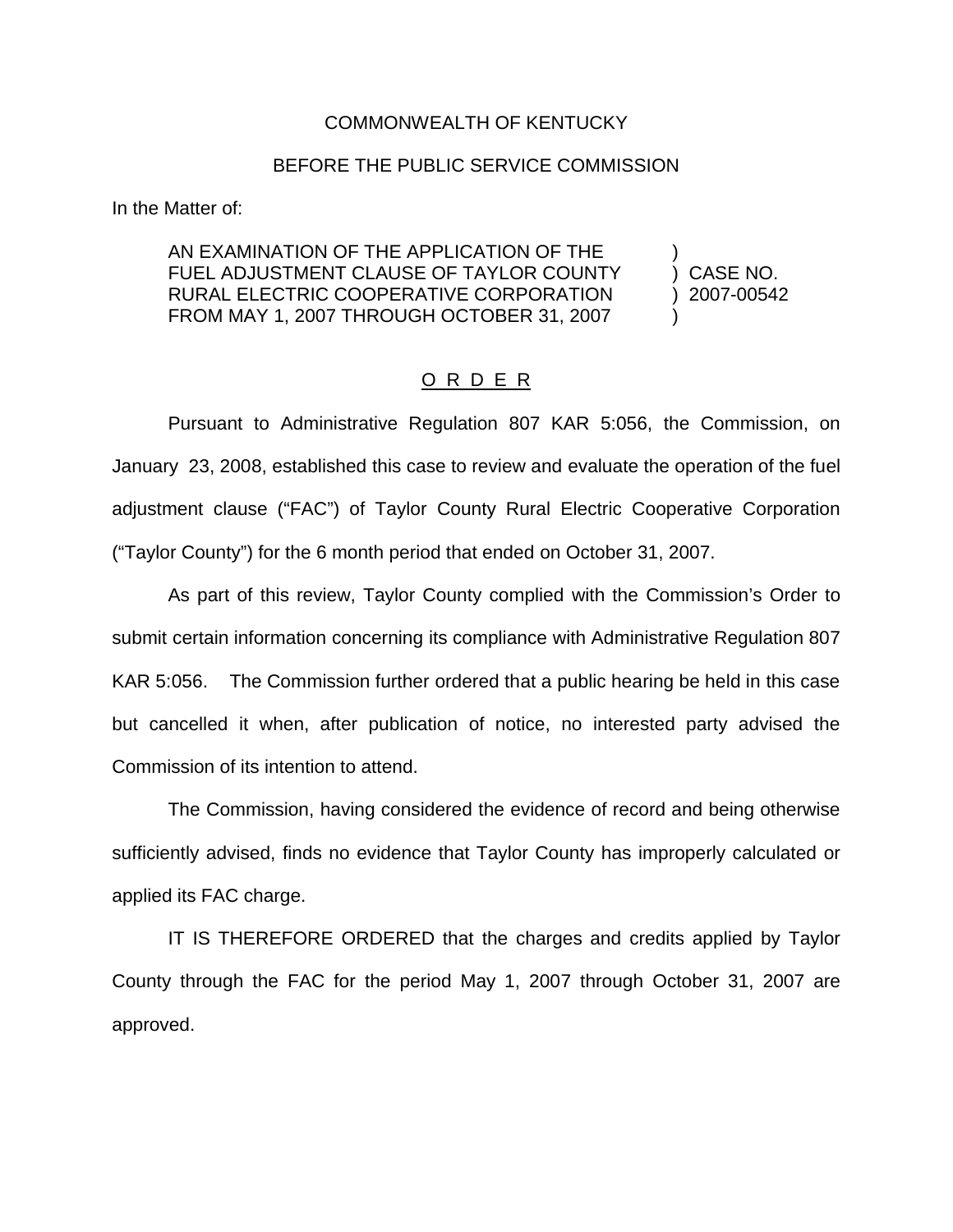COMMONWEALTH OF KENTUCKY

BEFORE THE PUBLIC SERVICE COMMISSION

In the Matter of:

| | |
|---|---|
| AN EXAMINATION OF THE APPLICATION OF THE FUEL ADJUSTMENT CLAUSE OF TAYLOR COUNTY RURAL ELECTRIC COOPERATIVE CORPORATION FROM MAY 1, 2007 THROUGH OCTOBER 31, 2007 | ) CASE NO. ) 2007-00542 |

## O R D E R

Pursuant to Administrative Regulation 807 KAR 5:056, the Commission, on January 23, 2008, established this case to review and evaluate the operation of the fuel adjustment clause ("FAC") of Taylor County Rural Electric Cooperative Corporation ("Taylor County") for the 6 month period that ended on October 31, 2007.

As part of this review, Taylor County complied with the Commission's Order to submit certain information concerning its compliance with Administrative Regulation 807 KAR 5:056. The Commission further ordered that a public hearing be held in this case but cancelled it when, after publication of notice, no interested party advised the Commission of its intention to attend.

The Commission, having considered the evidence of record and being otherwise sufficiently advised, finds no evidence that Taylor County has improperly calculated or applied its FAC charge.

IT IS THEREFORE ORDERED that the charges and credits applied by Taylor County through the FAC for the period May 1, 2007 through October 31, 2007 are approved.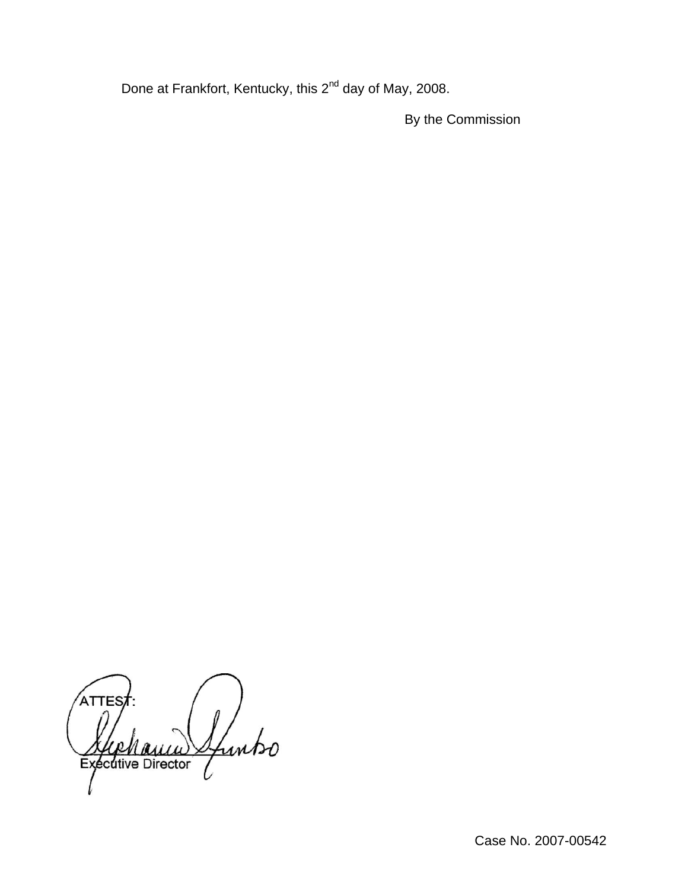Done at Frankfort, Kentucky, this 2nd day of May, 2008.

By the Commission

ATTEST:

Executive Director

Case No. 2007-00542